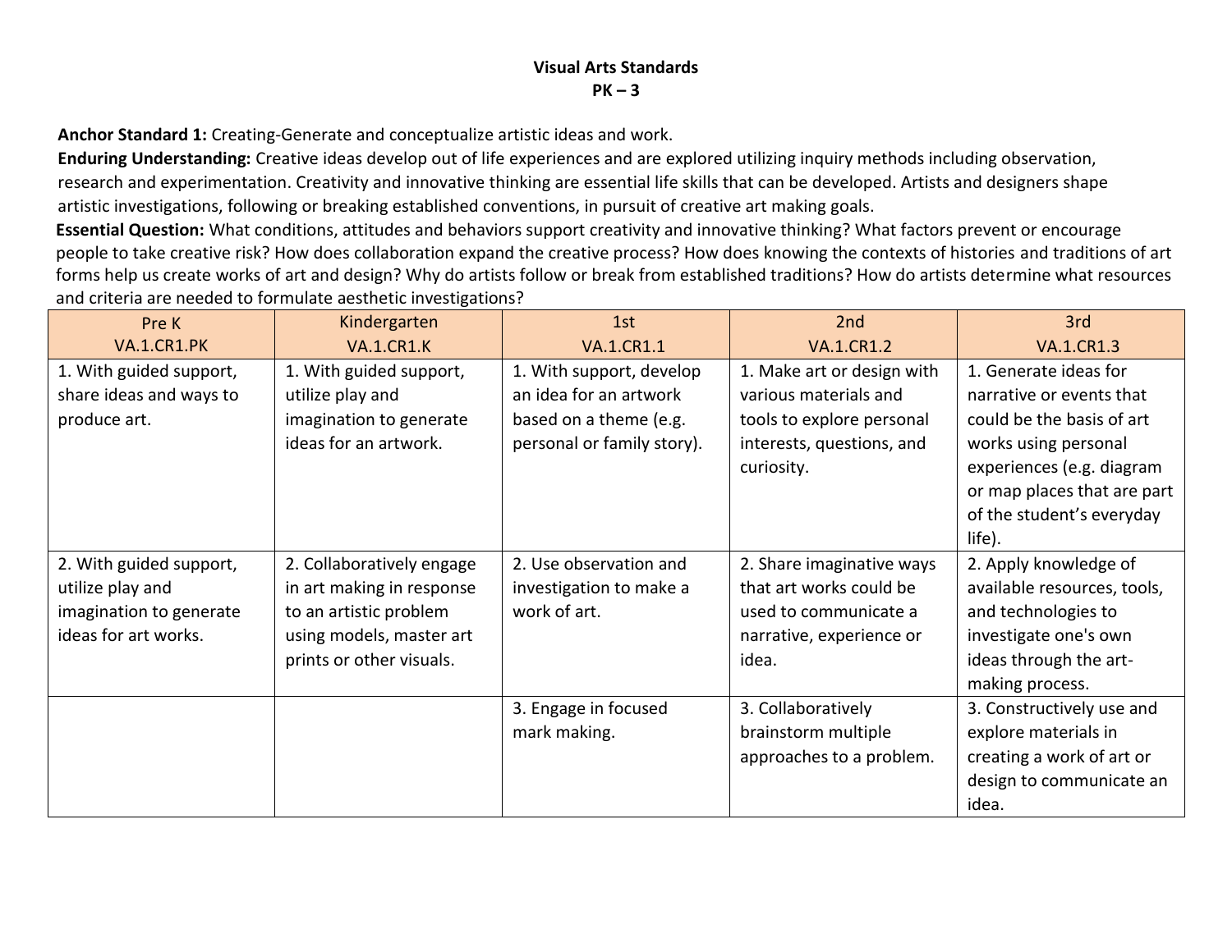# Visual Arts Standards
## PK – 3

**Anchor Standard 1:** Creating-Generate and conceptualize artistic ideas and work.

**Enduring Understanding:** Creative ideas develop out of life experiences and are explored utilizing inquiry methods including observation, research and experimentation. Creativity and innovative thinking are essential life skills that can be developed. Artists and designers shape artistic investigations, following or breaking established conventions, in pursuit of creative art making goals.

**Essential Question:** What conditions, attitudes and behaviors support creativity and innovative thinking? What factors prevent or encourage people to take creative risk? How does collaboration expand the creative process? How does knowing the contexts of histories and traditions of art forms help us create works of art and design? Why do artists follow or break from established traditions? How do artists determine what resources and criteria are needed to formulate aesthetic investigations?

| Pre K<br>VA.1.CR1.PK | Kindergarten<br>VA.1.CR1.K | 1st<br>VA.1.CR1.1 | 2nd<br>VA.1.CR1.2 | 3rd<br>VA.1.CR1.3 |
|---|---|---|---|---|
| 1. With guided support, share ideas and ways to produce art. | 1. With guided support, utilize play and imagination to generate ideas for an artwork. | 1. With support, develop an idea for an artwork based on a theme (e.g. personal or family story). | 1. Make art or design with various materials and tools to explore personal interests, questions, and curiosity. | 1. Generate ideas for narrative or events that could be the basis of art works using personal experiences (e.g. diagram or map places that are part of the student's everyday life). |
| 2. With guided support, utilize play and imagination to generate ideas for art works. | 2. Collaboratively engage in art making in response to an artistic problem using models, master art prints or other visuals. | 2. Use observation and investigation to make a work of art. | 2. Share imaginative ways that art works could be used to communicate a narrative, experience or idea. | 2. Apply knowledge of available resources, tools, and technologies to investigate one's own ideas through the art-making process. |
| | | 3. Engage in focused mark making. | 3. Collaboratively brainstorm multiple approaches to a problem. | 3. Constructively use and explore materials in creating a work of art or design to communicate an idea. |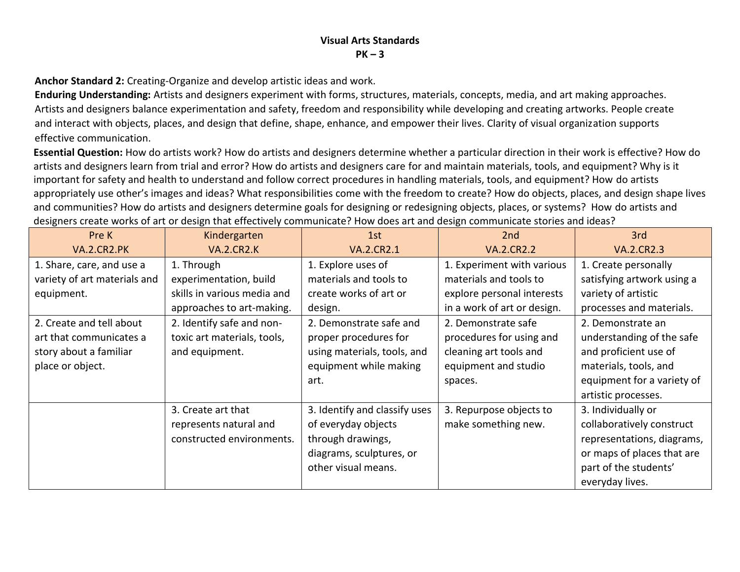**Visual Arts Standards**
**PK – 3**

**Anchor Standard 2:** Creating-Organize and develop artistic ideas and work.

**Enduring Understanding:** Artists and designers experiment with forms, structures, materials, concepts, media, and art making approaches. Artists and designers balance experimentation and safety, freedom and responsibility while developing and creating artworks. People create and interact with objects, places, and design that define, shape, enhance, and empower their lives. Clarity of visual organization supports effective communication.

**Essential Question:** How do artists work? How do artists and designers determine whether a particular direction in their work is effective? How do artists and designers learn from trial and error? How do artists and designers care for and maintain materials, tools, and equipment? Why is it important for safety and health to understand and follow correct procedures in handling materials, tools, and equipment? How do artists appropriately use other's images and ideas? What responsibilities come with the freedom to create? How do objects, places, and design shape lives and communities? How do artists and designers determine goals for designing or redesigning objects, places, or systems? How do artists and designers create works of art or design that effectively communicate? How does art and design communicate stories and ideas?

| Pre K<br>VA.2.CR2.PK | Kindergarten<br>VA.2.CR2.K | 1st<br>VA.2.CR2.1 | 2nd<br>VA.2.CR2.2 | 3rd<br>VA.2.CR2.3 |
|---|---|---|---|---|
| 1. Share, care, and use a variety of art materials and equipment. | 1. Through experimentation, build skills in various media and approaches to art-making. | 1. Explore uses of materials and tools to create works of art or design. | 1. Experiment with various materials and tools to explore personal interests in a work of art or design. | 1. Create personally satisfying artwork using a variety of artistic processes and materials. |
| 2. Create and tell about art that communicates a story about a familiar place or object. | 2. Identify safe and non-toxic art materials, tools, and equipment. | 2. Demonstrate safe and proper procedures for using materials, tools, and equipment while making art. | 2. Demonstrate safe procedures for using and cleaning art tools and equipment and studio spaces. | 2. Demonstrate an understanding of the safe and proficient use of materials, tools, and equipment for a variety of artistic processes. |
| | 3. Create art that represents natural and constructed environments. | 3. Identify and classify uses of everyday objects through drawings, diagrams, sculptures, or other visual means. | 3. Repurpose objects to make something new. | 3. Individually or collaboratively construct representations, diagrams, or maps of places that are part of the students' everyday lives. |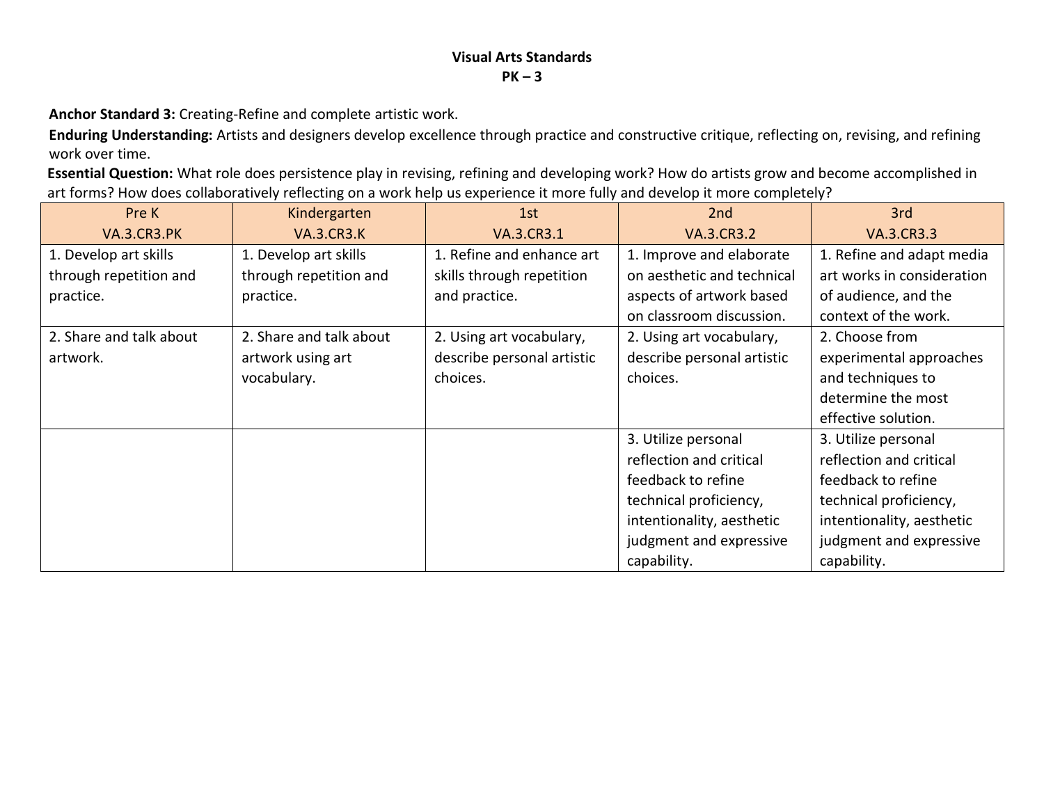**Visual Arts Standards**
**PK – 3**

**Anchor Standard 3:** Creating-Refine and complete artistic work.

**Enduring Understanding:** Artists and designers develop excellence through practice and constructive critique, reflecting on, revising, and refining work over time.

**Essential Question:** What role does persistence play in revising, refining and developing work? How do artists grow and become accomplished in art forms? How does collaboratively reflecting on a work help us experience it more fully and develop it more completely?

| Pre K<br>VA.3.CR3.PK | Kindergarten<br>VA.3.CR3.K | 1st<br>VA.3.CR3.1 | 2nd<br>VA.3.CR3.2 | 3rd<br>VA.3.CR3.3 |
|---|---|---|---|---|
| 1. Develop art skills through repetition and practice. | 1. Develop art skills through repetition and practice. | 1. Refine and enhance art skills through repetition and practice. | 1. Improve and elaborate on aesthetic and technical aspects of artwork based on classroom discussion. | 1. Refine and adapt media art works in consideration of audience, and the context of the work. |
| 2. Share and talk about artwork. | 2. Share and talk about artwork using art vocabulary. | 2. Using art vocabulary, describe personal artistic choices. | 2. Using art vocabulary, describe personal artistic choices. | 2. Choose from experimental approaches and techniques to determine the most effective solution. |
| | | | 3. Utilize personal reflection and critical feedback to refine technical proficiency, intentionality, aesthetic judgment and expressive capability. | 3. Utilize personal reflection and critical feedback to refine technical proficiency, intentionality, aesthetic judgment and expressive capability. |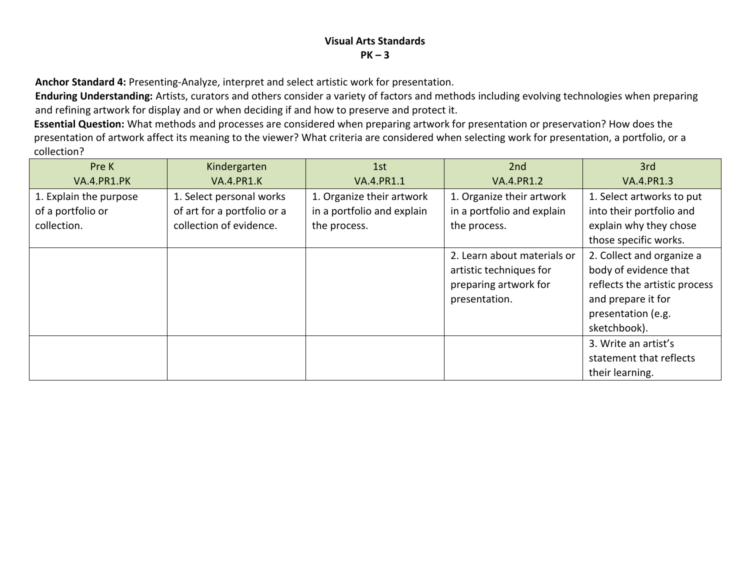**Visual Arts Standards**
**PK – 3**

**Anchor Standard 4:** Presenting-Analyze, interpret and select artistic work for presentation.
**Enduring Understanding:** Artists, curators and others consider a variety of factors and methods including evolving technologies when preparing and refining artwork for display and or when deciding if and how to preserve and protect it.
**Essential Question:** What methods and processes are considered when preparing artwork for presentation or preservation? How does the presentation of artwork affect its meaning to the viewer? What criteria are considered when selecting work for presentation, a portfolio, or a collection?

| Pre K<br>VA.4.PR1.PK | Kindergarten<br>VA.4.PR1.K | 1st<br>VA.4.PR1.1 | 2nd<br>VA.4.PR1.2 | 3rd<br>VA.4.PR1.3 |
|---|---|---|---|---|
| 1. Explain the purpose of a portfolio or collection. | 1. Select personal works of art for a portfolio or a collection of evidence. | 1. Organize their artwork in a portfolio and explain the process. | 1. Organize their artwork in a portfolio and explain the process. | 1. Select artworks to put into their portfolio and explain why they chose those specific works. |
| | | | 2. Learn about materials or artistic techniques for preparing artwork for presentation. | 2. Collect and organize a body of evidence that reflects the artistic process and prepare it for presentation (e.g. sketchbook). |
| | | | | 3. Write an artist's statement that reflects their learning. |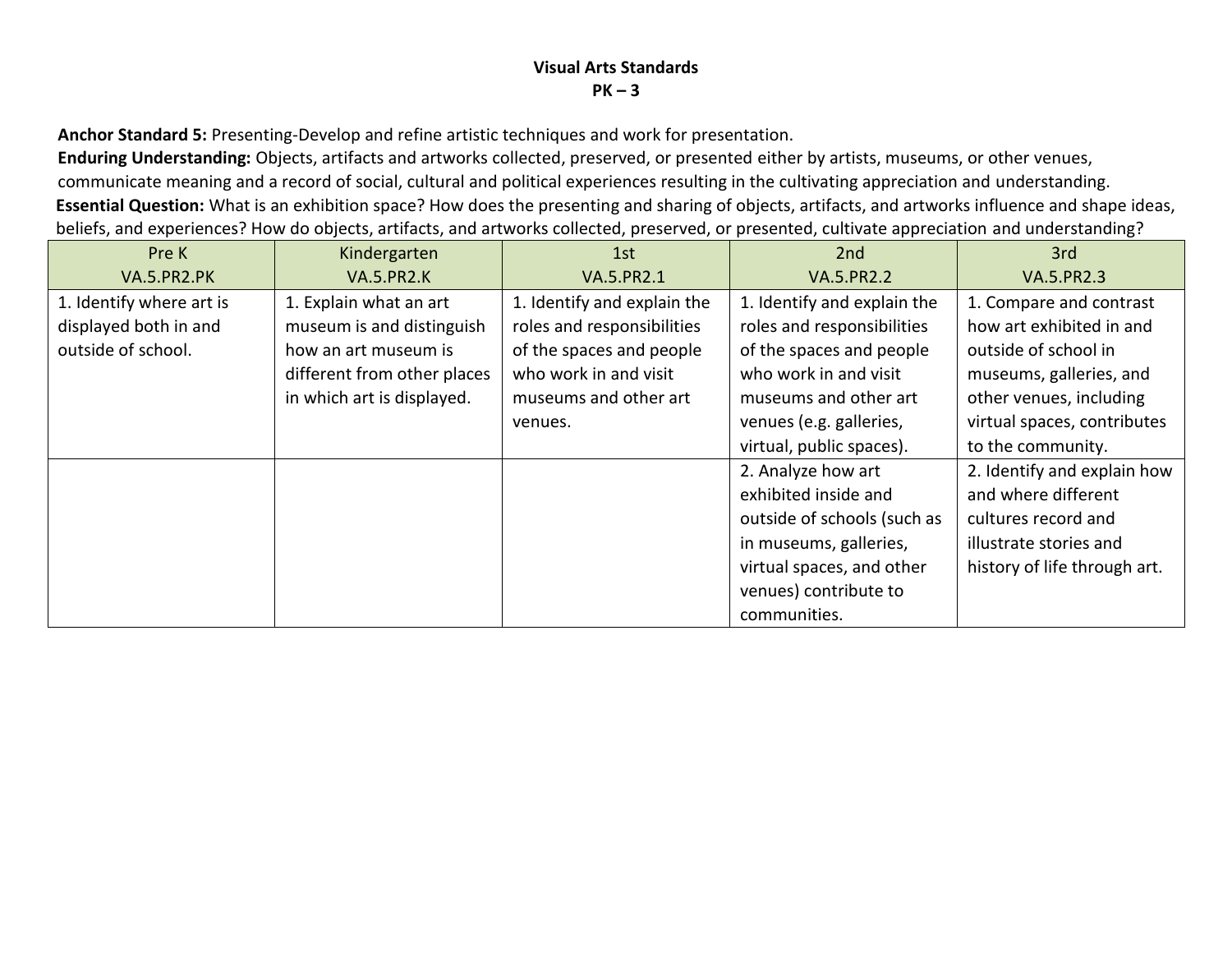# Visual Arts Standards
## PK – 3

**Anchor Standard 5:** Presenting-Develop and refine artistic techniques and work for presentation.
**Enduring Understanding:** Objects, artifacts and artworks collected, preserved, or presented either by artists, museums, or other venues, communicate meaning and a record of social, cultural and political experiences resulting in the cultivating appreciation and understanding.
**Essential Question:** What is an exhibition space? How does the presenting and sharing of objects, artifacts, and artworks influence and shape ideas, beliefs, and experiences? How do objects, artifacts, and artworks collected, preserved, or presented, cultivate appreciation and understanding?

| Pre K<br>VA.5.PR2.PK | Kindergarten<br>VA.5.PR2.K | 1st<br>VA.5.PR2.1 | 2nd<br>VA.5.PR2.2 | 3rd<br>VA.5.PR2.3 |
|---|---|---|---|---|
| 1. Identify where art is displayed both in and outside of school. | 1. Explain what an art museum is and distinguish how an art museum is different from other places in which art is displayed. | 1. Identify and explain the roles and responsibilities of the spaces and people who work in and visit museums and other art venues. | 1. Identify and explain the roles and responsibilities of the spaces and people who work in and visit museums and other art venues (e.g. galleries, virtual, public spaces). | 1. Compare and contrast how art exhibited in and outside of school in museums, galleries, and other venues, including virtual spaces, contributes to the community. |
| | | | 2. Analyze how art exhibited inside and outside of schools (such as in museums, galleries, virtual spaces, and other venues) contribute to communities. | 2. Identify and explain how and where different cultures record and illustrate stories and history of life through art. |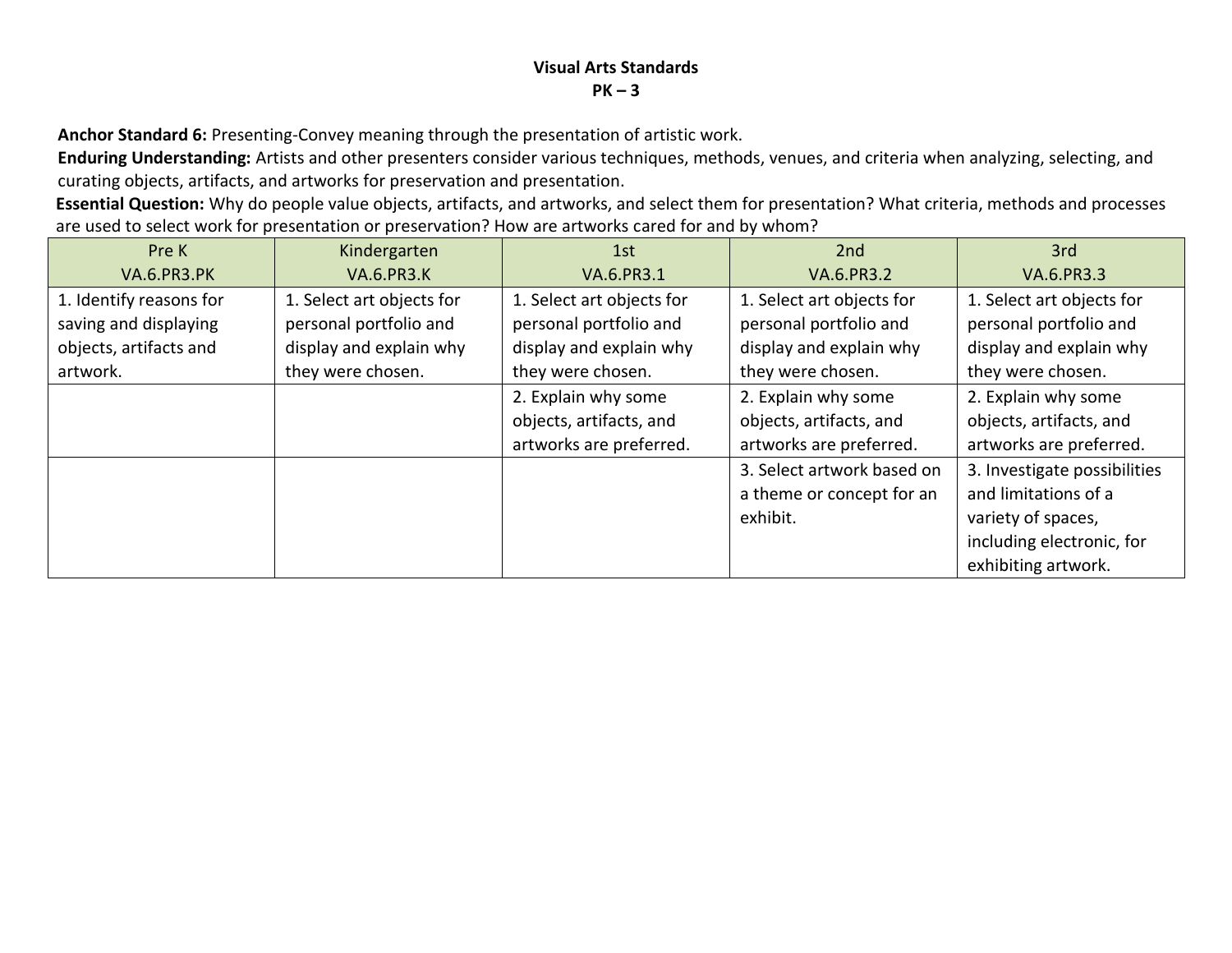# Visual Arts Standards
## PK – 3

**Anchor Standard 6:** Presenting-Convey meaning through the presentation of artistic work.

**Enduring Understanding:** Artists and other presenters consider various techniques, methods, venues, and criteria when analyzing, selecting, and curating objects, artifacts, and artworks for preservation and presentation.

**Essential Question:** Why do people value objects, artifacts, and artworks, and select them for presentation? What criteria, methods and processes are used to select work for presentation or preservation? How are artworks cared for and by whom?

| Pre K<br>VA.6.PR3.PK | Kindergarten<br>VA.6.PR3.K | 1st<br>VA.6.PR3.1 | 2nd<br>VA.6.PR3.2 | 3rd<br>VA.6.PR3.3 |
|---|---|---|---|---|
| 1. Identify reasons for saving and displaying objects, artifacts and artwork. | 1. Select art objects for personal portfolio and display and explain why they were chosen. | 1. Select art objects for personal portfolio and display and explain why they were chosen. | 1. Select art objects for personal portfolio and display and explain why they were chosen. | 1. Select art objects for personal portfolio and display and explain why they were chosen. |
| | | 2. Explain why some objects, artifacts, and artworks are preferred. | 2. Explain why some objects, artifacts, and artworks are preferred. | 2. Explain why some objects, artifacts, and artworks are preferred. |
| | | | 3. Select artwork based on a theme or concept for an exhibit. | 3. Investigate possibilities and limitations of a variety of spaces, including electronic, for exhibiting artwork. |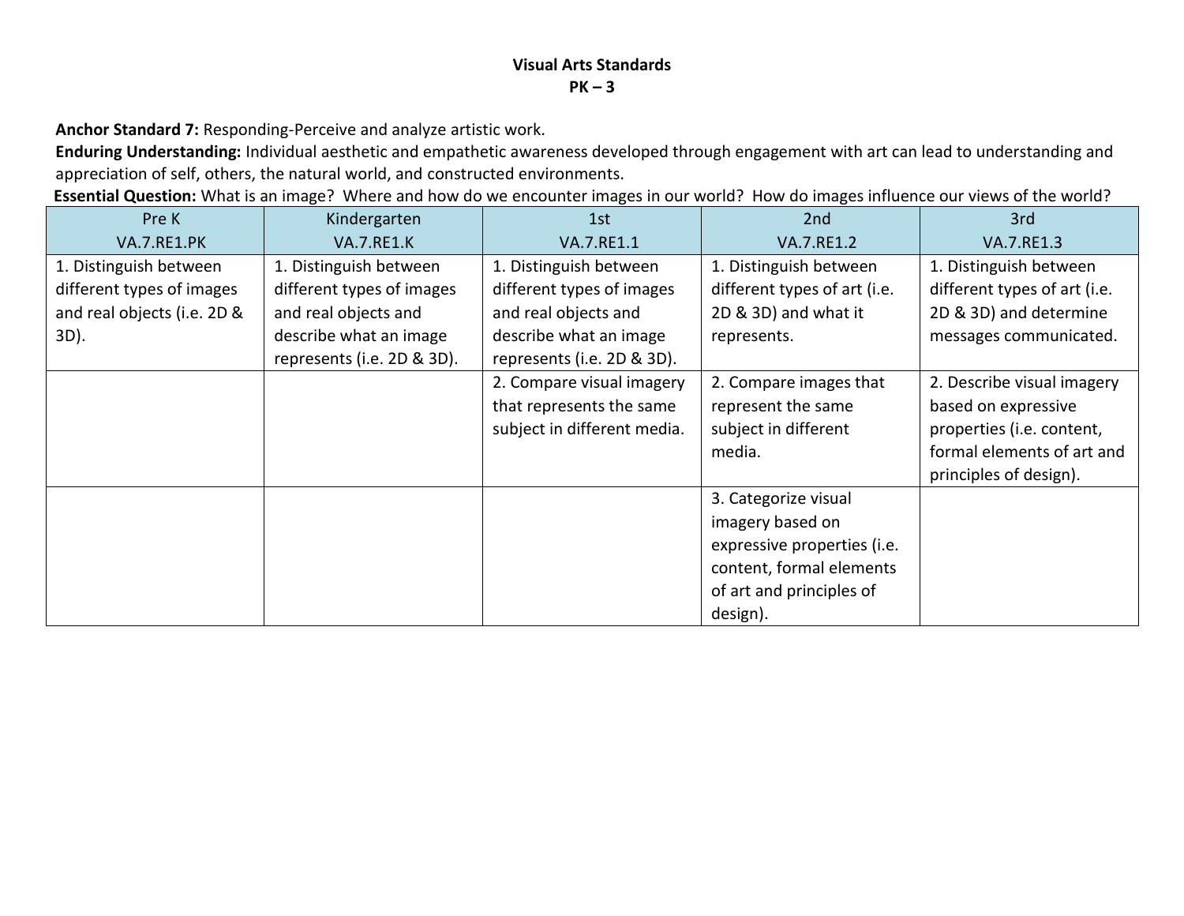**Visual Arts Standards**
**PK – 3**

**Anchor Standard 7:** Responding-Perceive and analyze artistic work.
**Enduring Understanding:** Individual aesthetic and empathetic awareness developed through engagement with art can lead to understanding and appreciation of self, others, the natural world, and constructed environments.
**Essential Question:** What is an image? Where and how do we encounter images in our world? How do images influence our views of the world?

| Pre K<br>VA.7.RE1.PK | Kindergarten<br>VA.7.RE1.K | 1st<br>VA.7.RE1.1 | 2nd<br>VA.7.RE1.2 | 3rd<br>VA.7.RE1.3 |
|---|---|---|---|---|
| 1. Distinguish between different types of images and real objects (i.e. 2D & 3D). | 1. Distinguish between different types of images and real objects and describe what an image represents (i.e. 2D & 3D). | 1. Distinguish between different types of images and real objects and describe what an image represents (i.e. 2D & 3D). | 1. Distinguish between different types of art (i.e. 2D & 3D) and what it represents. | 1. Distinguish between different types of art (i.e. 2D & 3D) and determine messages communicated. |
| | | 2. Compare visual imagery that represents the same subject in different media. | 2. Compare images that represent the same subject in different media. | 2. Describe visual imagery based on expressive properties (i.e. content, formal elements of art and principles of design). |
| | | | 3. Categorize visual imagery based on expressive properties (i.e. content, formal elements of art and principles of design). | |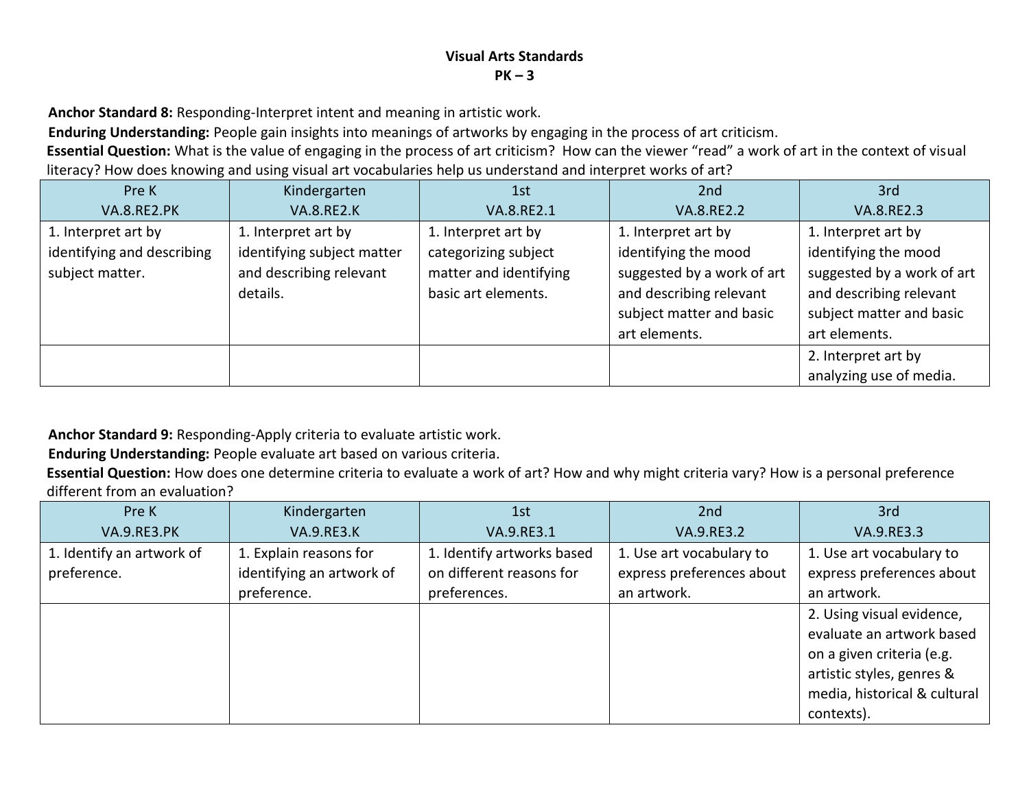# Visual Arts Standards
## PK – 3

**Anchor Standard 8:** Responding-Interpret intent and meaning in artistic work.

**Enduring Understanding:** People gain insights into meanings of artworks by engaging in the process of art criticism.

**Essential Question:** What is the value of engaging in the process of art criticism? How can the viewer "read" a work of art in the context of visual literacy? How does knowing and using visual art vocabularies help us understand and interpret works of art?

| Pre K VA.8.RE2.PK | Kindergarten VA.8.RE2.K | 1st VA.8.RE2.1 | 2nd VA.8.RE2.2 | 3rd VA.8.RE2.3 |
|---|---|---|---|---|
| 1. Interpret art by identifying and describing subject matter. | 1. Interpret art by identifying subject matter and describing relevant details. | 1. Interpret art by categorizing subject matter and identifying basic art elements. | 1. Interpret art by identifying the mood suggested by a work of art and describing relevant subject matter and basic art elements. | 1. Interpret art by identifying the mood suggested by a work of art and describing relevant subject matter and basic art elements. |
| | | | | 2. Interpret art by analyzing use of media. |

**Anchor Standard 9:** Responding-Apply criteria to evaluate artistic work.

**Enduring Understanding:** People evaluate art based on various criteria.

**Essential Question:** How does one determine criteria to evaluate a work of art? How and why might criteria vary? How is a personal preference different from an evaluation?

| Pre K VA.9.RE3.PK | Kindergarten VA.9.RE3.K | 1st VA.9.RE3.1 | 2nd VA.9.RE3.2 | 3rd VA.9.RE3.3 |
|---|---|---|---|---|
| 1. Identify an artwork of preference. | 1. Explain reasons for identifying an artwork of preference. | 1. Identify artworks based on different reasons for preferences. | 1. Use art vocabulary to express preferences about an artwork. | 1. Use art vocabulary to express preferences about an artwork. |
| | | | | 2. Using visual evidence, evaluate an artwork based on a given criteria (e.g. artistic styles, genres & media, historical & cultural contexts). |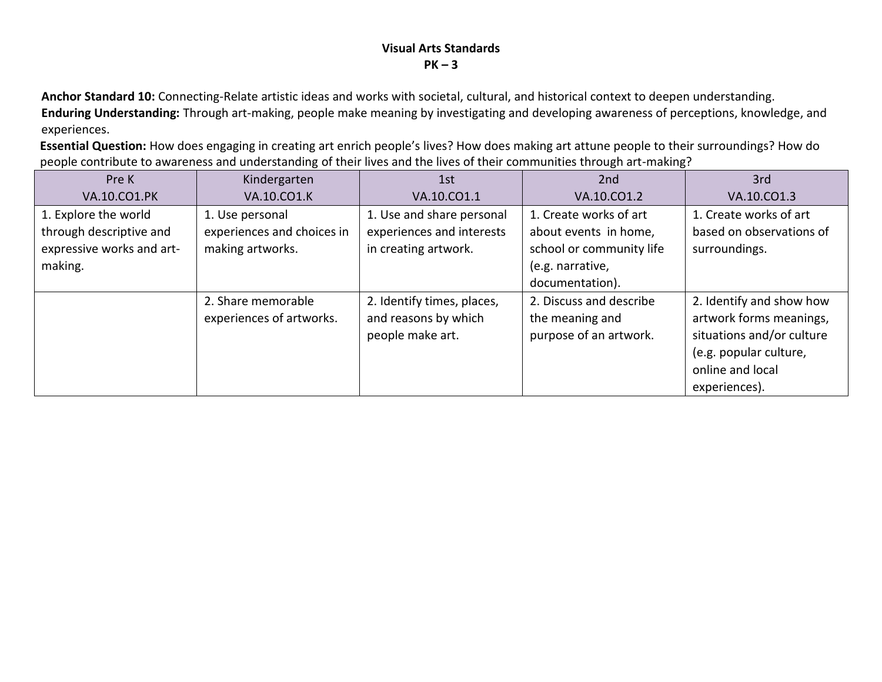# Visual Arts Standards
## PK – 3

**Anchor Standard 10:** Connecting-Relate artistic ideas and works with societal, cultural, and historical context to deepen understanding.
**Enduring Understanding:** Through art-making, people make meaning by investigating and developing awareness of perceptions, knowledge, and experiences.
**Essential Question:** How does engaging in creating art enrich people's lives? How does making art attune people to their surroundings? How do people contribute to awareness and understanding of their lives and the lives of their communities through art-making?

| Pre K VA.10.CO1.PK | Kindergarten VA.10.CO1.K | 1st VA.10.CO1.1 | 2nd VA.10.CO1.2 | 3rd VA.10.CO1.3 |
|---|---|---|---|---|
| 1. Explore the world through descriptive and expressive works and art-making. | 1. Use personal experiences and choices in making artworks. | 1. Use and share personal experiences and interests in creating artwork. | 1. Create works of art about events in home, school or community life (e.g. narrative, documentation). | 1. Create works of art based on observations of surroundings. |
| | 2. Share memorable experiences of artworks. | 2. Identify times, places, and reasons by which people make art. | 2. Discuss and describe the meaning and purpose of an artwork. | 2. Identify and show how artwork forms meanings, situations and/or culture (e.g. popular culture, online and local experiences). |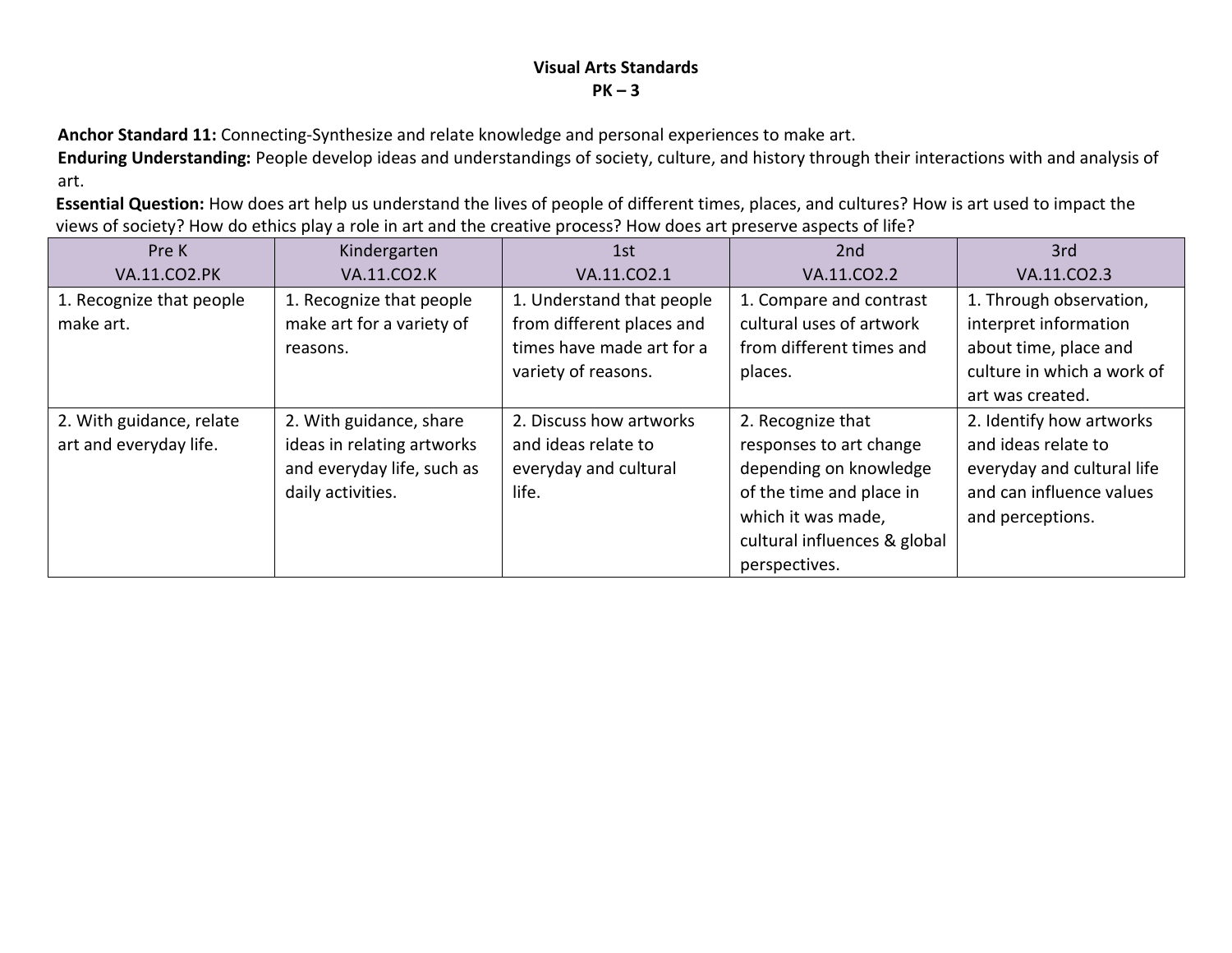**Visual Arts Standards**
**PK – 3**

**Anchor Standard 11:** Connecting-Synthesize and relate knowledge and personal experiences to make art.
**Enduring Understanding:** People develop ideas and understandings of society, culture, and history through their interactions with and analysis of art.
**Essential Question:** How does art help us understand the lives of people of different times, places, and cultures? How is art used to impact the views of society? How do ethics play a role in art and the creative process? How does art preserve aspects of life?

| Pre K<br>VA.11.CO2.PK | Kindergarten<br>VA.11.CO2.K | 1st<br>VA.11.CO2.1 | 2nd<br>VA.11.CO2.2 | 3rd<br>VA.11.CO2.3 |
|---|---|---|---|---|
| 1. Recognize that people make art. | 1. Recognize that people make art for a variety of reasons. | 1. Understand that people from different places and times have made art for a variety of reasons. | 1. Compare and contrast cultural uses of artwork from different times and places. | 1. Through observation, interpret information about time, place and culture in which a work of art was created. |
| 2. With guidance, relate art and everyday life. | 2. With guidance, share ideas in relating artworks and everyday life, such as daily activities. | 2. Discuss how artworks and ideas relate to everyday and cultural life. | 2. Recognize that responses to art change depending on knowledge of the time and place in which it was made, cultural influences & global perspectives. | 2. Identify how artworks and ideas relate to everyday and cultural life and can influence values and perceptions. |